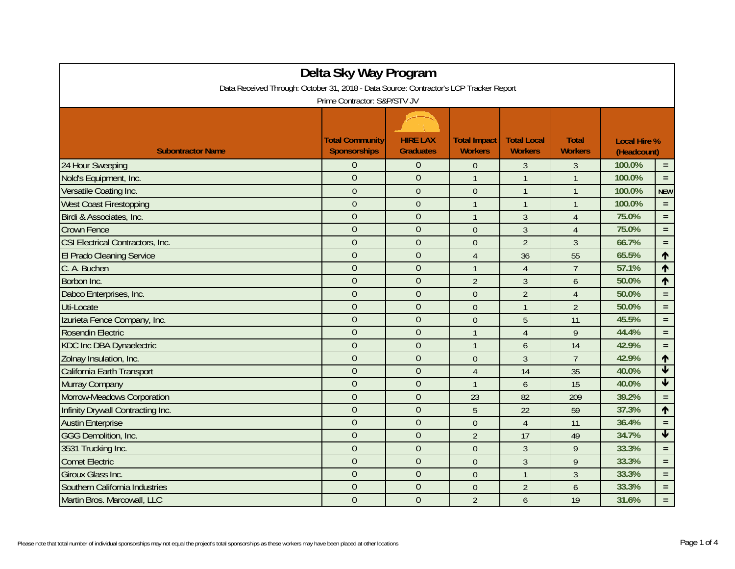# Delta Sky Way Program

Data Received Through: October 31, 2018 - Data Source: Contractor's LCP Tracker Report

Prime Contractor: S&P/STV JV

| Subontractor Name | Total Community Sponsorships | HIRE LAX Graduates | Total Impact Workers | Total Local Workers | Total Workers | Local Hire % (Headcount) | |
|---|---|---|---|---|---|---|---|
| 24 Hour Sweeping | 0 | 0 | 0 | 3 | 3 | 100.0% | = |
| Nold's Equipment, Inc. | 0 | 0 | 1 | 1 | 1 | 100.0% | = |
| Versatile Coating Inc. | 0 | 0 | 0 | 1 | 1 | 100.0% | NEW |
| West Coast Firestopping | 0 | 0 | 1 | 1 | 1 | 100.0% | = |
| Birdi & Associates, Inc. | 0 | 0 | 1 | 3 | 4 | 75.0% | = |
| Crown Fence | 0 | 0 | 0 | 3 | 4 | 75.0% | = |
| CSI Electrical Contractors, Inc. | 0 | 0 | 0 | 2 | 3 | 66.7% | = |
| El Prado Cleaning Service | 0 | 0 | 4 | 36 | 55 | 65.5% | ↑ |
| C. A. Buchen | 0 | 0 | 1 | 4 | 7 | 57.1% | ↑ |
| Borbon Inc. | 0 | 0 | 2 | 3 | 6 | 50.0% | ↑ |
| Dabco Enterprises, Inc. | 0 | 0 | 0 | 2 | 4 | 50.0% | = |
| Uti-Locate | 0 | 0 | 0 | 1 | 2 | 50.0% | = |
| Izurieta Fence Company, Inc. | 0 | 0 | 0 | 5 | 11 | 45.5% | = |
| Rosendin Electric | 0 | 0 | 1 | 4 | 9 | 44.4% | = |
| KDC Inc DBA Dynaelectric | 0 | 0 | 1 | 6 | 14 | 42.9% | = |
| Zolnay Insulation, Inc. | 0 | 0 | 0 | 3 | 7 | 42.9% | ↑ |
| California Earth Transport | 0 | 0 | 4 | 14 | 35 | 40.0% | ↓ |
| Murray Company | 0 | 0 | 1 | 6 | 15 | 40.0% | ↓ |
| Morrow-Meadows Corporation | 0 | 0 | 23 | 82 | 209 | 39.2% | = |
| Infinity Drywall Contracting Inc. | 0 | 0 | 5 | 22 | 59 | 37.3% | ↑ |
| Austin Enterprise | 0 | 0 | 0 | 4 | 11 | 36.4% | = |
| GGG Demolition, Inc. | 0 | 0 | 2 | 17 | 49 | 34.7% | ↓ |
| 3531 Trucking Inc. | 0 | 0 | 0 | 3 | 9 | 33.3% | = |
| Comet Electric | 0 | 0 | 0 | 3 | 9 | 33.3% | = |
| Giroux Glass Inc. | 0 | 0 | 0 | 1 | 3 | 33.3% | = |
| Southern California Industries | 0 | 0 | 0 | 2 | 6 | 33.3% | = |
| Martin Bros. Marcowall, LLC | 0 | 0 | 2 | 6 | 19 | 31.6% | = |

Please note that total number of individual sponsorships may not equal the project's total sponsorships as these workers may have been placed at other locations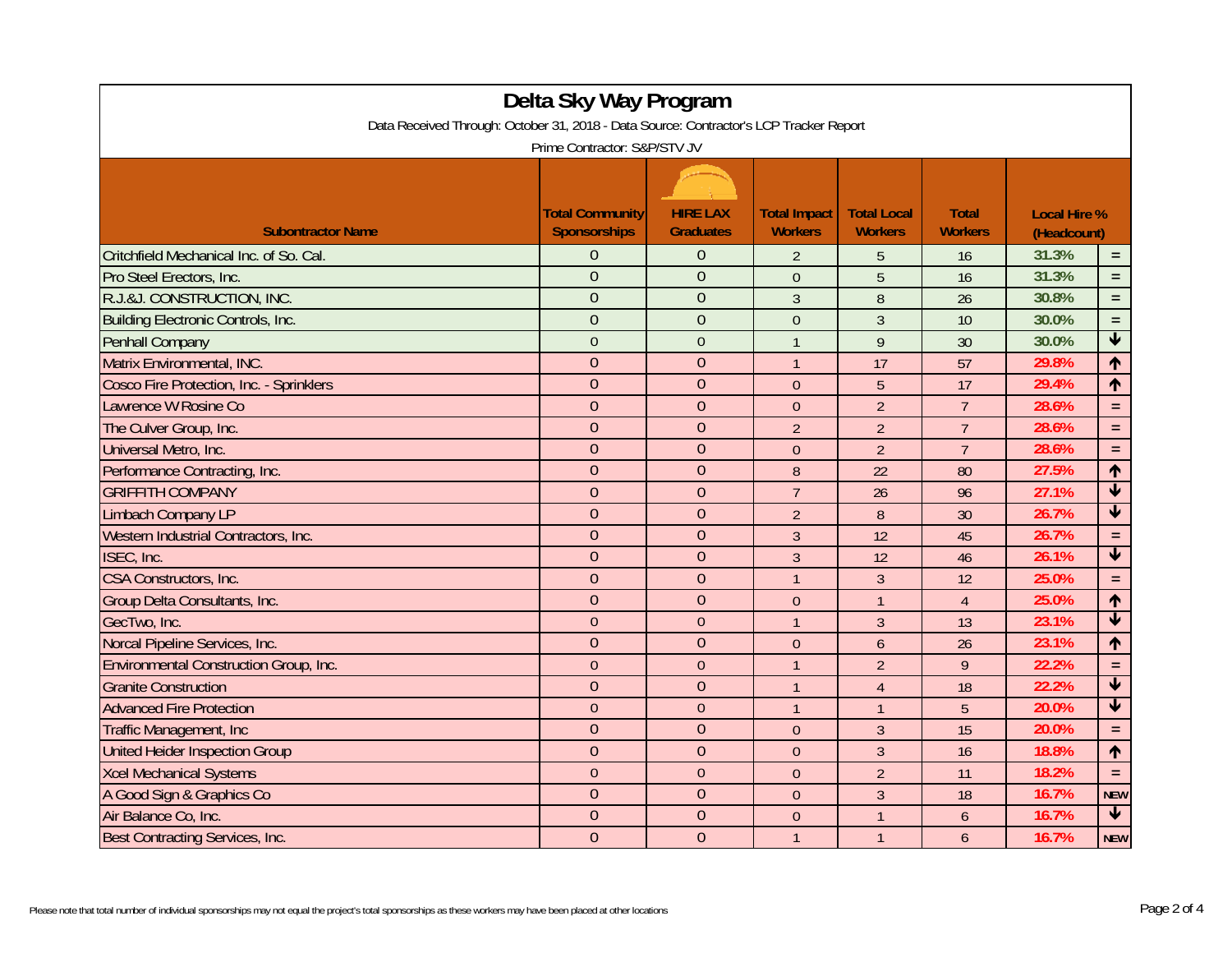# Delta Sky Way Program

Data Received Through: October 31, 2018 - Data Source: Contractor's LCP Tracker Report

Prime Contractor: S&P/STV JV

| Subcontractor Name | Total Community Sponsorships | HIRE LAX Graduates | Total Impact Workers | Total Local Workers | Total Workers | Local Hire % (Headcount) | |
|---|---|---|---|---|---|---|---|
| Critchfield Mechanical Inc. of So. Cal. | 0 | 0 | 2 | 5 | 16 | 31.3% | = |
| Pro Steel Erectors, Inc. | 0 | 0 | 0 | 5 | 16 | 31.3% | = |
| R.J.&J. CONSTRUCTION, INC. | 0 | 0 | 3 | 8 | 26 | 30.8% | = |
| Building Electronic Controls, Inc. | 0 | 0 | 0 | 3 | 10 | 30.0% | = |
| Penhall Company | 0 | 0 | 1 | 9 | 30 | 30.0% | ↓ |
| Matrix Environmental, INC. | 0 | 0 | 1 | 17 | 57 | 29.8% | ↑ |
| Cosco Fire Protection, Inc. - Sprinklers | 0 | 0 | 0 | 5 | 17 | 29.4% | ↑ |
| Lawrence W Rosine Co | 0 | 0 | 0 | 2 | 7 | 28.6% | = |
| The Culver Group, Inc. | 0 | 0 | 2 | 2 | 7 | 28.6% | = |
| Universal Metro, Inc. | 0 | 0 | 0 | 2 | 7 | 28.6% | = |
| Performance Contracting, Inc. | 0 | 0 | 8 | 22 | 80 | 27.5% | ↑ |
| GRIFFITH COMPANY | 0 | 0 | 7 | 26 | 96 | 27.1% | ↓ |
| Limbach Company LP | 0 | 0 | 2 | 8 | 30 | 26.7% | ↓ |
| Western Industrial Contractors, Inc. | 0 | 0 | 3 | 12 | 45 | 26.7% | = |
| ISEC, Inc. | 0 | 0 | 3 | 12 | 46 | 26.1% | ↓ |
| CSA Constructors, Inc. | 0 | 0 | 1 | 3 | 12 | 25.0% | = |
| Group Delta Consultants, Inc. | 0 | 0 | 0 | 1 | 4 | 25.0% | ↑ |
| GecTwo, Inc. | 0 | 0 | 1 | 3 | 13 | 23.1% | ↓ |
| Norcal Pipeline Services, Inc. | 0 | 0 | 0 | 6 | 26 | 23.1% | ↑ |
| Environmental Construction Group, Inc. | 0 | 0 | 1 | 2 | 9 | 22.2% | = |
| Granite Construction | 0 | 0 | 1 | 4 | 18 | 22.2% | ↓ |
| Advanced Fire Protection | 0 | 0 | 1 | 1 | 5 | 20.0% | ↓ |
| Traffic Management, Inc | 0 | 0 | 0 | 3 | 15 | 20.0% | = |
| United Heider Inspection Group | 0 | 0 | 0 | 3 | 16 | 18.8% | ↑ |
| Xcel Mechanical Systems | 0 | 0 | 0 | 2 | 11 | 18.2% | = |
| A Good Sign & Graphics Co | 0 | 0 | 0 | 3 | 18 | 16.7% | NEW |
| Air Balance Co, Inc. | 0 | 0 | 0 | 1 | 6 | 16.7% | ↓ |
| Best Contracting Services, Inc. | 0 | 0 | 1 | 1 | 6 | 16.7% | NEW |

Please note that total number of individual sponsorships may not equal the project's total sponsorships as these workers may have been placed at other locations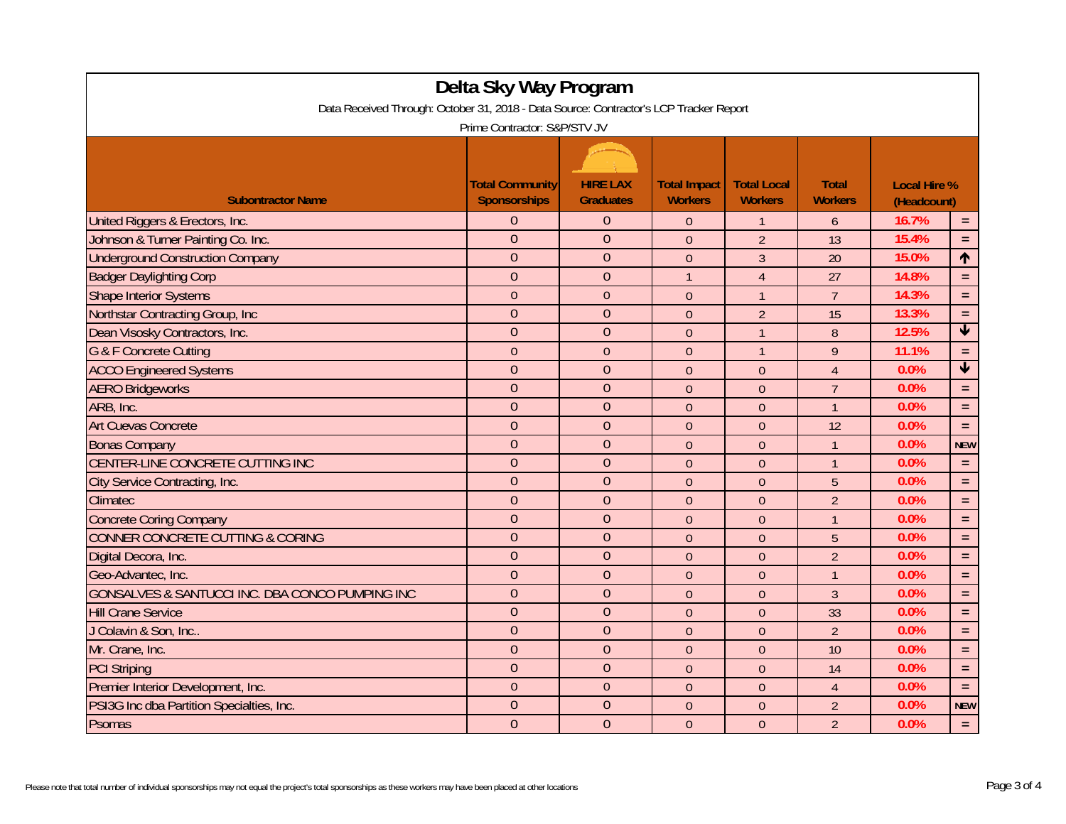# Delta Sky Way Program

Data Received Through: October 31, 2018 - Data Source: Contractor's LCP Tracker Report

Prime Contractor: S&P/STV JV

| Subontractor Name | Total Community Sponsorships | HIRE LAX Graduates | Total Impact Workers | Total Local Workers | Total Workers | Local Hire % (Headcount) | |
|---|---|---|---|---|---|---|---|
| United Riggers & Erectors, Inc. | 0 | 0 | 0 | 1 | 6 | 16.7% | = |
| Johnson & Turner Painting Co. Inc. | 0 | 0 | 0 | 2 | 13 | 15.4% | = |
| Underground Construction Company | 0 | 0 | 0 | 3 | 20 | 15.0% | ↑ |
| Badger Daylighting Corp | 0 | 0 | 1 | 4 | 27 | 14.8% | = |
| Shape Interior Systems | 0 | 0 | 0 | 1 | 7 | 14.3% | = |
| Northstar Contracting Group, Inc | 0 | 0 | 0 | 2 | 15 | 13.3% | = |
| Dean Visosky Contractors, Inc. | 0 | 0 | 0 | 1 | 8 | 12.5% | ↓ |
| G & F Concrete Cutting | 0 | 0 | 0 | 1 | 9 | 11.1% | = |
| ACCO Engineered Systems | 0 | 0 | 0 | 0 | 4 | 0.0% | ↓ |
| AERO Bridgeworks | 0 | 0 | 0 | 0 | 7 | 0.0% | = |
| ARB, Inc. | 0 | 0 | 0 | 0 | 1 | 0.0% | = |
| Art Cuevas Concrete | 0 | 0 | 0 | 0 | 12 | 0.0% | = |
| Bonas Company | 0 | 0 | 0 | 0 | 1 | 0.0% | NEW |
| CENTER-LINE CONCRETE CUTTING INC | 0 | 0 | 0 | 0 | 1 | 0.0% | = |
| City Service Contracting, Inc. | 0 | 0 | 0 | 0 | 5 | 0.0% | = |
| Climatec | 0 | 0 | 0 | 0 | 2 | 0.0% | = |
| Concrete Coring Company | 0 | 0 | 0 | 0 | 1 | 0.0% | = |
| CONNER CONCRETE CUTTING & CORING | 0 | 0 | 0 | 0 | 5 | 0.0% | = |
| Digital Decora, Inc. | 0 | 0 | 0 | 0 | 2 | 0.0% | = |
| Geo-Advantec, Inc. | 0 | 0 | 0 | 0 | 1 | 0.0% | = |
| GONSALVES & SANTUCCI INC. DBA CONCO PUMPING INC | 0 | 0 | 0 | 0 | 3 | 0.0% | = |
| Hill Crane Service | 0 | 0 | 0 | 0 | 33 | 0.0% | = |
| J Colavin & Son, Inc.. | 0 | 0 | 0 | 0 | 2 | 0.0% | = |
| Mr. Crane, Inc. | 0 | 0 | 0 | 0 | 10 | 0.0% | = |
| PCI Striping | 0 | 0 | 0 | 0 | 14 | 0.0% | = |
| Premier Interior Development, Inc. | 0 | 0 | 0 | 0 | 4 | 0.0% | = |
| PSI3G Inc dba Partition Specialties, Inc. | 0 | 0 | 0 | 0 | 2 | 0.0% | NEW |
| Psomas | 0 | 0 | 0 | 0 | 2 | 0.0% | = |

Please note that total number of individual sponsorships may not equal the project's total sponsorships as these workers may have been placed at other locations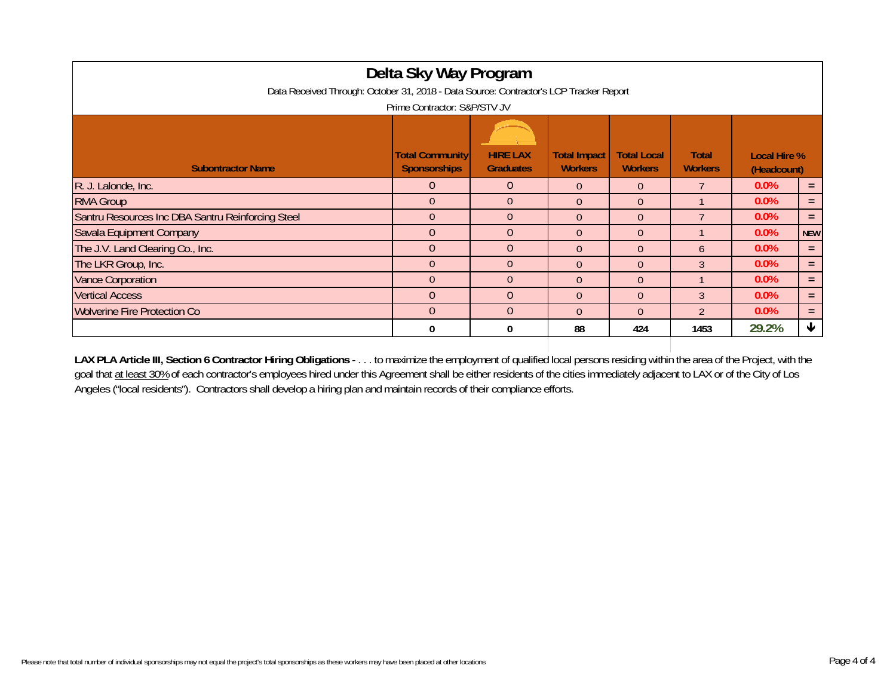# Delta Sky Way Program

Data Received Through: October 31, 2018 - Data Source: Contractor's LCP Tracker Report

Prime Contractor: S&P/STV JV

| Subcontractor Name | Total Community Sponsorships | HIRE LAX Graduates | Total Impact Workers | Total Local Workers | Total Workers | Local Hire % (Headcount) | |
|---|---|---|---|---|---|---|---|
| R. J. Lalonde, Inc. | 0 | 0 | 0 | 0 | 7 | 0.0% | = |
| RMA Group | 0 | 0 | 0 | 0 | 1 | 0.0% | = |
| Santru Resources Inc DBA Santru Reinforcing Steel | 0 | 0 | 0 | 0 | 7 | 0.0% | = |
| Savala Equipment Company | 0 | 0 | 0 | 0 | 1 | 0.0% | NEW |
| The J.V. Land Clearing Co., Inc. | 0 | 0 | 0 | 0 | 6 | 0.0% | = |
| The LKR Group, Inc. | 0 | 0 | 0 | 0 | 3 | 0.0% | = |
| Vance Corporation | 0 | 0 | 0 | 0 | 1 | 0.0% | = |
| Vertical Access | 0 | 0 | 0 | 0 | 3 | 0.0% | = |
| Wolverine Fire Protection Co | 0 | 0 | 0 | 0 | 2 | 0.0% | = |
| | **0** | **0** | **88** | **424** | **1453** | **29.2%** | ↓ |

**LAX PLA Article III, Section 6 Contractor Hiring Obligations** - . . . to maximize the employment of qualified local persons residing within the area of the Project, with the goal that at least 30% of each contractor's employees hired under this Agreement shall be either residents of the cities immediately adjacent to LAX or of the City of Los Angeles ("local residents"). Contractors shall develop a hiring plan and maintain records of their compliance efforts.

Please note that total number of individual sponsorships may not equal the project's total sponsorships as these workers may have been placed at other locations